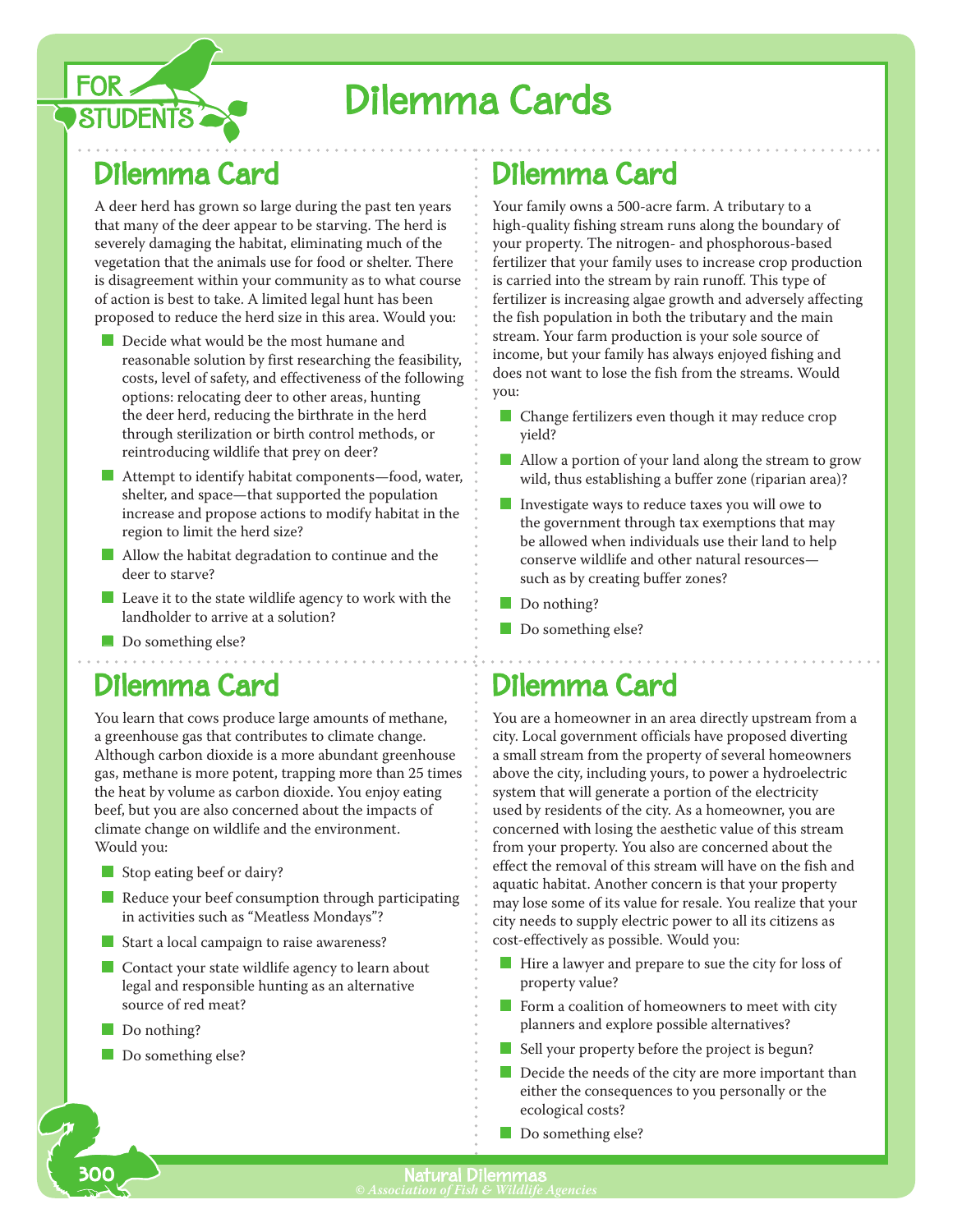# Dilemma Cards

## Dilemma Card

A deer herd has grown so large during the past ten years that many of the deer appear to be starving. The herd is severely damaging the habitat, eliminating much of the vegetation that the animals use for food or shelter. There is disagreement within your community as to what course of action is best to take. A limited legal hunt has been proposed to reduce the herd size in this area. Would you:

- Decide what would be the most humane and reasonable solution by first researching the feasibility, costs, level of safety, and effectiveness of the following options: relocating deer to other areas, hunting the deer herd, reducing the birthrate in the herd through sterilization or birth control methods, or reintroducing wildlife that prey on deer?
- Attempt to identify habitat components—food, water, shelter, and space—that supported the population increase and propose actions to modify habitat in the region to limit the herd size?
- Allow the habitat degradation to continue and the deer to starve?
- Leave it to the state wildlife agency to work with the landholder to arrive at a solution?
- Do something else?

## Dilemma Card

You learn that cows produce large amounts of methane, a greenhouse gas that contributes to climate change. Although carbon dioxide is a more abundant greenhouse gas, methane is more potent, trapping more than 25 times the heat by volume as carbon dioxide. You enjoy eating beef, but you are also concerned about the impacts of climate change on wildlife and the environment. Would you:

- Stop eating beef or dairy?
- Reduce your beef consumption through participating in activities such as "Meatless Mondays"?
- Start a local campaign to raise awareness?
- Contact your state wildlife agency to learn about legal and responsible hunting as an alternative source of red meat?
- Do nothing?
- Do something else?

## Dilemma Card

Your family owns a 500-acre farm. A tributary to a high-quality fishing stream runs along the boundary of your property. The nitrogen- and phosphorous-based fertilizer that your family uses to increase crop production is carried into the stream by rain runoff. This type of fertilizer is increasing algae growth and adversely affecting the fish population in both the tributary and the main stream. Your farm production is your sole source of income, but your family has always enjoyed fishing and does not want to lose the fish from the streams. Would you:

- Change fertilizers even though it may reduce crop yield?
- Allow a portion of your land along the stream to grow wild, thus establishing a buffer zone (riparian area)?
- Investigate ways to reduce taxes you will owe to the government through tax exemptions that may be allowed when individuals use their land to help conserve wildlife and other natural resources—such as by creating buffer zones?
- Do nothing?
- Do something else?

## Dilemma Card

You are a homeowner in an area directly upstream from a city. Local government officials have proposed diverting a small stream from the property of several homeowners above the city, including yours, to power a hydroelectric system that will generate a portion of the electricity used by residents of the city. As a homeowner, you are concerned with losing the aesthetic value of this stream from your property. You also are concerned about the effect the removal of this stream will have on the fish and aquatic habitat. Another concern is that your property may lose some of its value for resale. You realize that your city needs to supply electric power to all its citizens as cost-effectively as possible. Would you:

- Hire a lawyer and prepare to sue the city for loss of property value?
- Form a coalition of homeowners to meet with city planners and explore possible alternatives?
- Sell your property before the project is begun?
- Decide the needs of the city are more important than either the consequences to you personally or the ecological costs?
- Do something else?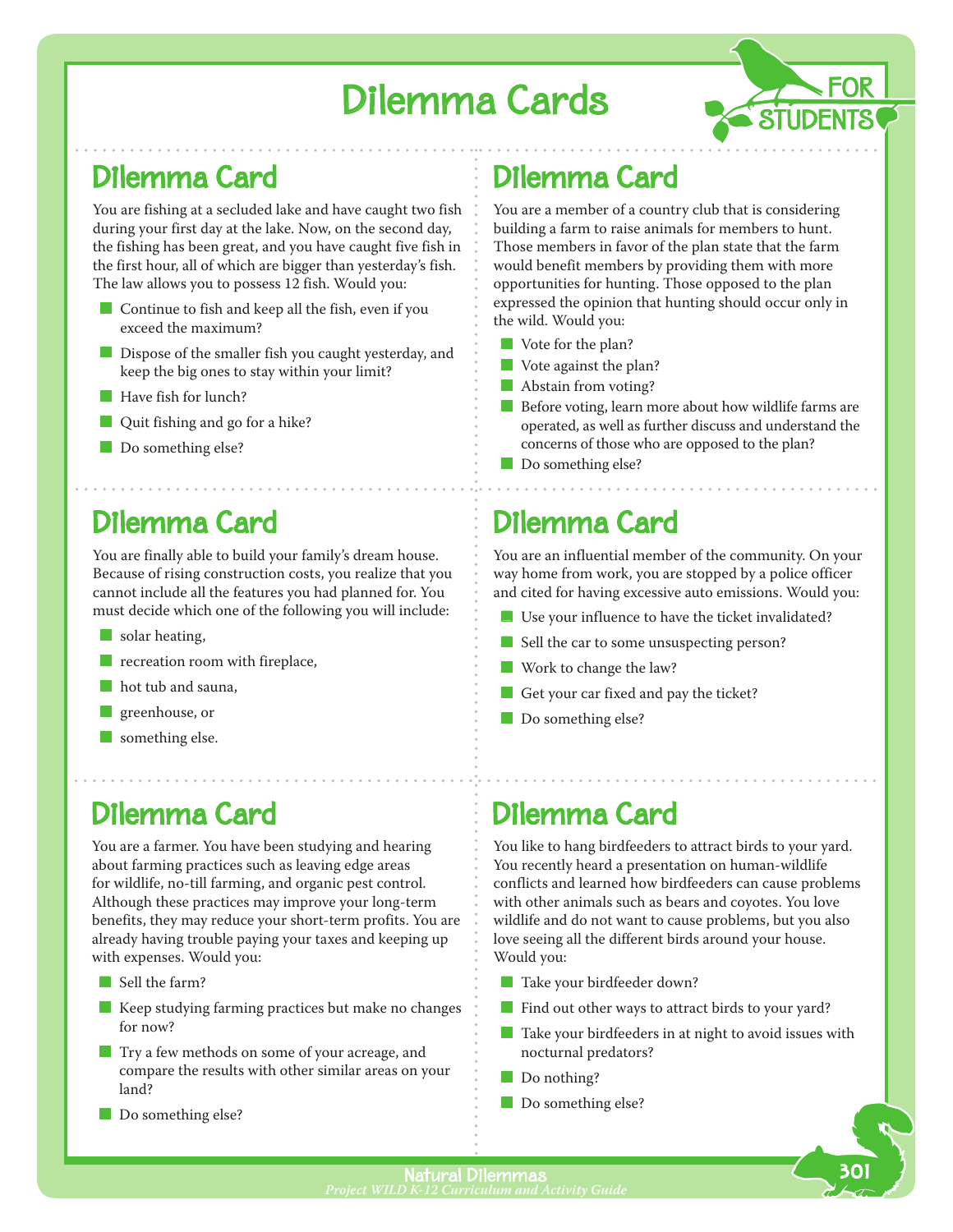# Dilemma Cards

FOR STUDENTS

## Dilemma Card

You are fishing at a secluded lake and have caught two fish during your first day at the lake. Now, on the second day, the fishing has been great, and you have caught five fish in the first hour, all of which are bigger than yesterday's fish. The law allows you to possess 12 fish. Would you:

- Continue to fish and keep all the fish, even if you exceed the maximum?
- Dispose of the smaller fish you caught yesterday, and keep the big ones to stay within your limit?
- Have fish for lunch?
- Quit fishing and go for a hike?
- Do something else?

## Dilemma Card

You are a member of a country club that is considering building a farm to raise animals for members to hunt. Those members in favor of the plan state that the farm would benefit members by providing them with more opportunities for hunting. Those opposed to the plan expressed the opinion that hunting should occur only in the wild. Would you:

- Vote for the plan?
- Vote against the plan?
- Abstain from voting?
- Before voting, learn more about how wildlife farms are operated, as well as further discuss and understand the concerns of those who are opposed to the plan?
- Do something else?

## Dilemma Card

You are finally able to build your family's dream house. Because of rising construction costs, you realize that you cannot include all the features you had planned for. You must decide which one of the following you will include:

- solar heating,
- recreation room with fireplace,
- hot tub and sauna,
- greenhouse, or
- something else.

## Dilemma Card

You are an influential member of the community. On your way home from work, you are stopped by a police officer and cited for having excessive auto emissions. Would you:

- Use your influence to have the ticket invalidated?
- Sell the car to some unsuspecting person?
- Work to change the law?
- Get your car fixed and pay the ticket?
- Do something else?

## Dilemma Card

You are a farmer. You have been studying and hearing about farming practices such as leaving edge areas for wildlife, no-till farming, and organic pest control. Although these practices may improve your long-term benefits, they may reduce your short-term profits. You are already having trouble paying your taxes and keeping up with expenses. Would you:

- Sell the farm?
- Keep studying farming practices but make no changes for now?
- Try a few methods on some of your acreage, and compare the results with other similar areas on your land?
- Do something else?

## Dilemma Card

You like to hang birdfeeders to attract birds to your yard. You recently heard a presentation on human-wildlife conflicts and learned how birdfeeders can cause problems with other animals such as bears and coyotes. You love wildlife and do not want to cause problems, but you also love seeing all the different birds around your house. Would you:

- Take your birdfeeder down?
- Find out other ways to attract birds to your yard?
- Take your birdfeeders in at night to avoid issues with nocturnal predators?
- Do nothing?
- Do something else?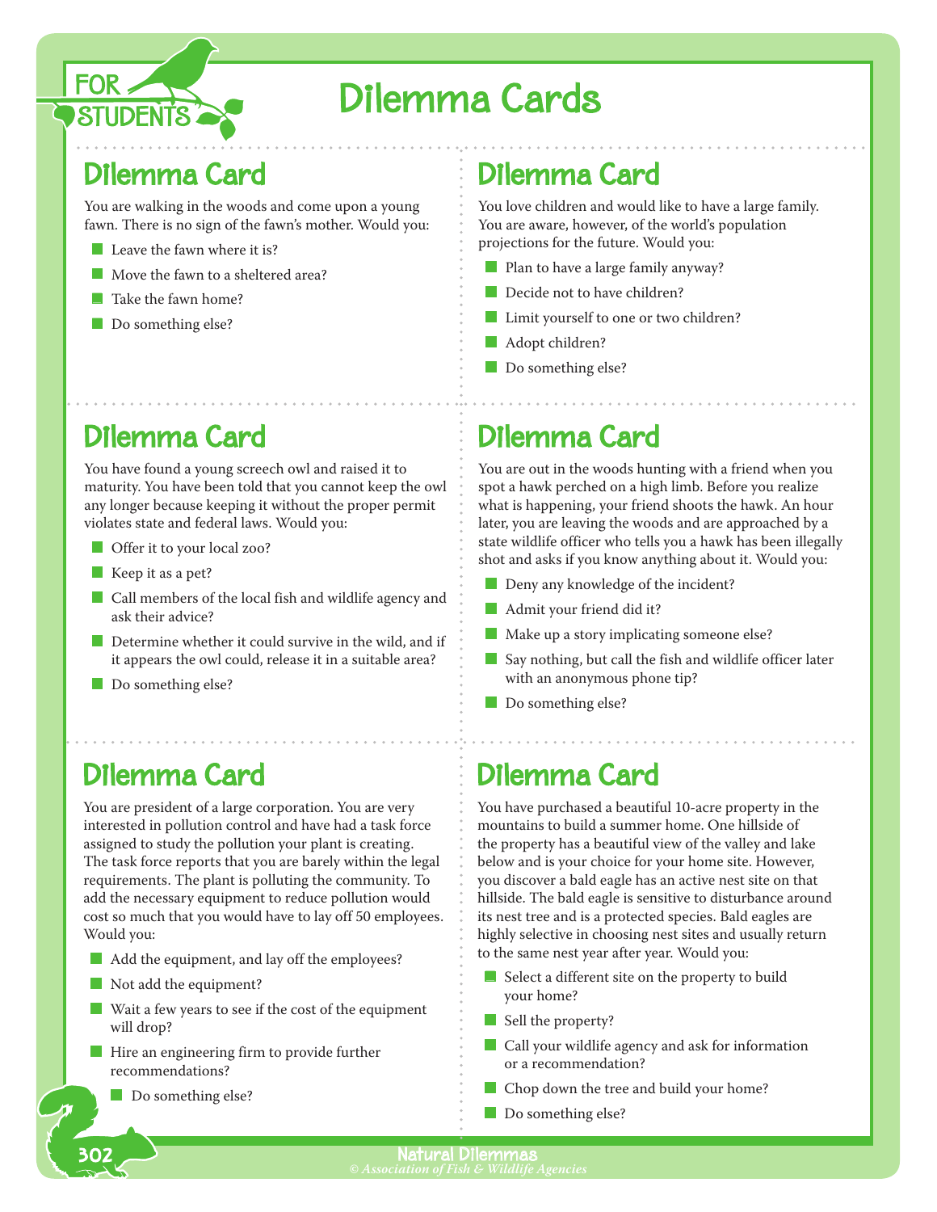FOR STUDENTS

# Dilemma Cards

## Dilemma Card

You are walking in the woods and come upon a young fawn. There is no sign of the fawn's mother. Would you:

- Leave the fawn where it is?
- Move the fawn to a sheltered area?
- Take the fawn home?
- Do something else?

## Dilemma Card

You love children and would like to have a large family. You are aware, however, of the world's population projections for the future. Would you:

- Plan to have a large family anyway?
- Decide not to have children?
- Limit yourself to one or two children?
- Adopt children?
- Do something else?

## Dilemma Card

You have found a young screech owl and raised it to maturity. You have been told that you cannot keep the owl any longer because keeping it without the proper permit violates state and federal laws. Would you:

- Offer it to your local zoo?
- Keep it as a pet?
- Call members of the local fish and wildlife agency and ask their advice?
- Determine whether it could survive in the wild, and if it appears the owl could, release it in a suitable area?
- Do something else?

## Dilemma Card

You are out in the woods hunting with a friend when you spot a hawk perched on a high limb. Before you realize what is happening, your friend shoots the hawk. An hour later, you are leaving the woods and are approached by a state wildlife officer who tells you a hawk has been illegally shot and asks if you know anything about it. Would you:

- Deny any knowledge of the incident?
- Admit your friend did it?
- Make up a story implicating someone else?
- Say nothing, but call the fish and wildlife officer later with an anonymous phone tip?
- Do something else?

## Dilemma Card

You are president of a large corporation. You are very interested in pollution control and have had a task force assigned to study the pollution your plant is creating. The task force reports that you are barely within the legal requirements. The plant is polluting the community. To add the necessary equipment to reduce pollution would cost so much that you would have to lay off 50 employees. Would you:

- Add the equipment, and lay off the employees?
- Not add the equipment?
- Wait a few years to see if the cost of the equipment will drop?
- Hire an engineering firm to provide further recommendations?
- Do something else?

## Dilemma Card

You have purchased a beautiful 10-acre property in the mountains to build a summer home. One hillside of the property has a beautiful view of the valley and lake below and is your choice for your home site. However, you discover a bald eagle has an active nest site on that hillside. The bald eagle is sensitive to disturbance around its nest tree and is a protected species. Bald eagles are highly selective in choosing nest sites and usually return to the same nest year after year. Would you:

- Select a different site on the property to build your home?
- Sell the property?
- Call your wildlife agency and ask for information or a recommendation?
- Chop down the tree and build your home?
- Do something else?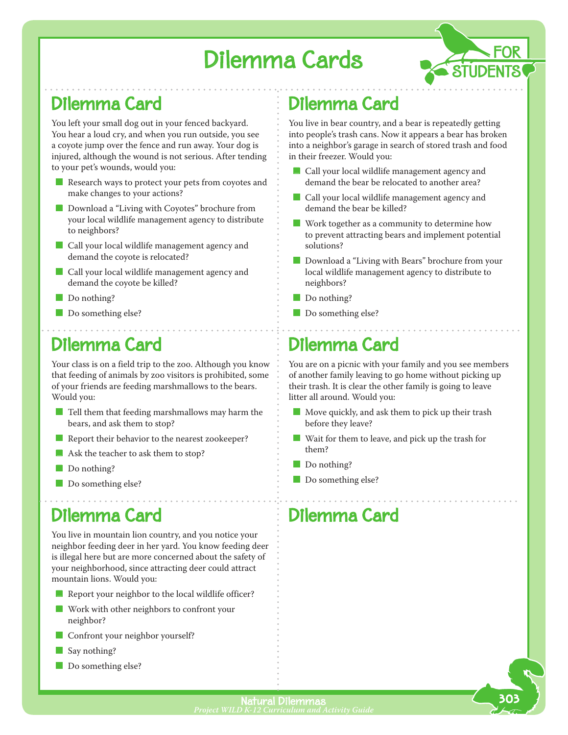# Dilemma Cards

FOR STUDENTS

## Dilemma Card

You left your small dog out in your fenced backyard. You hear a loud cry, and when you run outside, you see a coyote jump over the fence and run away. Your dog is injured, although the wound is not serious. After tending to your pet's wounds, would you:

- Research ways to protect your pets from coyotes and make changes to your actions?
- Download a "Living with Coyotes" brochure from your local wildlife management agency to distribute to neighbors?
- Call your local wildlife management agency and demand the coyote is relocated?
- Call your local wildlife management agency and demand the coyote be killed?
- Do nothing?
- Do something else?

## Dilemma Card

Your class is on a field trip to the zoo. Although you know that feeding of animals by zoo visitors is prohibited, some of your friends are feeding marshmallows to the bears. Would you:

- Tell them that feeding marshmallows may harm the bears, and ask them to stop?
- Report their behavior to the nearest zookeeper?
- Ask the teacher to ask them to stop?
- Do nothing?
- Do something else?

## Dilemma Card

You live in mountain lion country, and you notice your neighbor feeding deer in her yard. You know feeding deer is illegal here but are more concerned about the safety of your neighborhood, since attracting deer could attract mountain lions. Would you:

- Report your neighbor to the local wildlife officer?
- Work with other neighbors to confront your neighbor?
- Confront your neighbor yourself?
- Say nothing?
- Do something else?

## Dilemma Card

You live in bear country, and a bear is repeatedly getting into people's trash cans. Now it appears a bear has broken into a neighbor's garage in search of stored trash and food in their freezer. Would you:

- Call your local wildlife management agency and demand the bear be relocated to another area?
- Call your local wildlife management agency and demand the bear be killed?
- Work together as a community to determine how to prevent attracting bears and implement potential solutions?
- Download a "Living with Bears" brochure from your local wildlife management agency to distribute to neighbors?
- Do nothing?
- Do something else?

## Dilemma Card

You are on a picnic with your family and you see members of another family leaving to go home without picking up their trash. It is clear the other family is going to leave litter all around. Would you:

- Move quickly, and ask them to pick up their trash before they leave?
- Wait for them to leave, and pick up the trash for them?
- Do nothing?
- Do something else?

## Dilemma Card